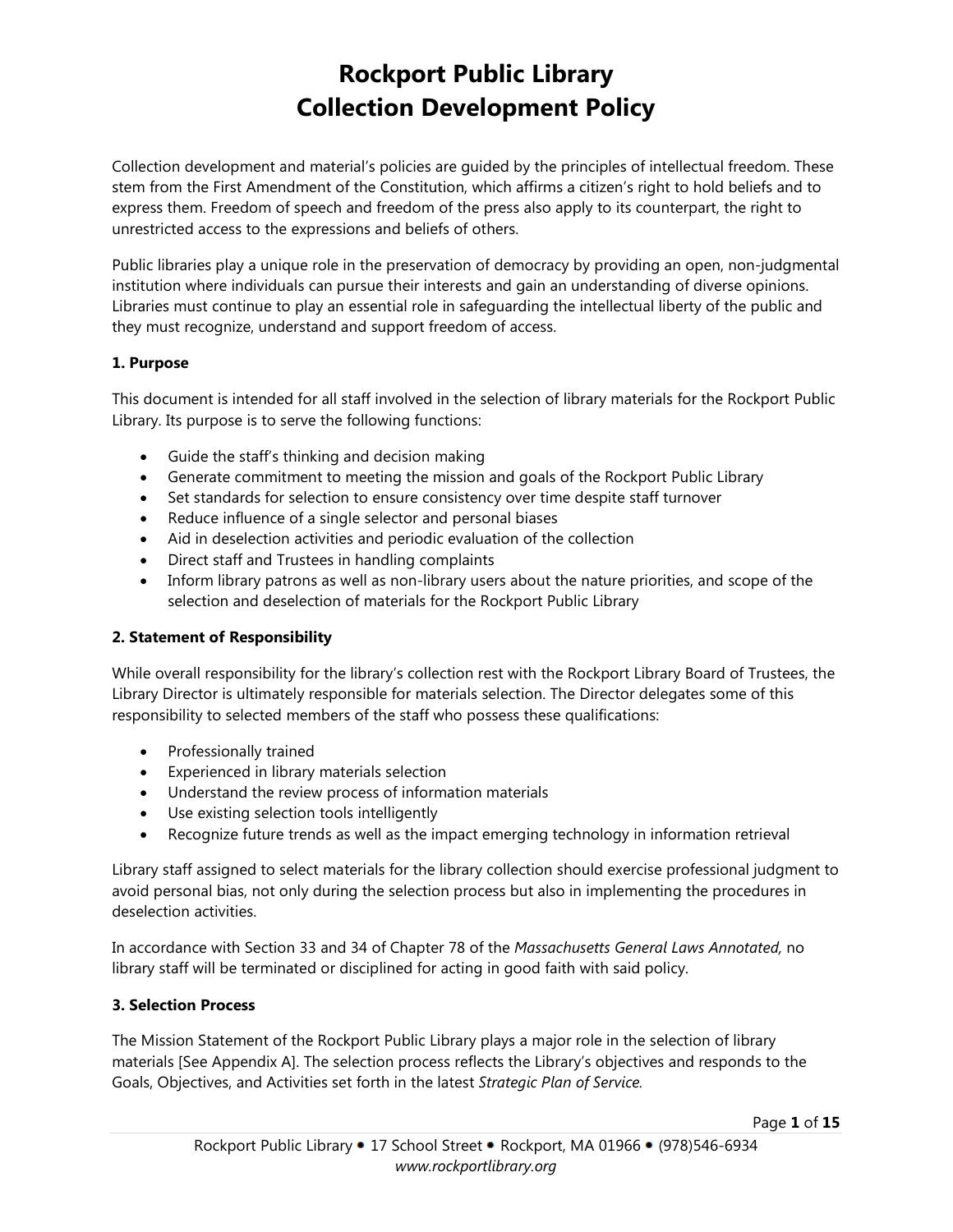# Rockport Public Library
# Collection Development Policy

Collection development and material's policies are guided by the principles of intellectual freedom. These stem from the First Amendment of the Constitution, which affirms a citizen's right to hold beliefs and to express them. Freedom of speech and freedom of the press also apply to its counterpart, the right to unrestricted access to the expressions and beliefs of others.

Public libraries play a unique role in the preservation of democracy by providing an open, non-judgmental institution where individuals can pursue their interests and gain an understanding of diverse opinions. Libraries must continue to play an essential role in safeguarding the intellectual liberty of the public and they must recognize, understand and support freedom of access.

**1. Purpose**

This document is intended for all staff involved in the selection of library materials for the Rockport Public Library. Its purpose is to serve the following functions:

- Guide the staff's thinking and decision making
- Generate commitment to meeting the mission and goals of the Rockport Public Library
- Set standards for selection to ensure consistency over time despite staff turnover
- Reduce influence of a single selector and personal biases
- Aid in deselection activities and periodic evaluation of the collection
- Direct staff and Trustees in handling complaints
- Inform library patrons as well as non-library users about the nature priorities, and scope of the selection and deselection of materials for the Rockport Public Library

**2. Statement of Responsibility**

While overall responsibility for the library's collection rest with the Rockport Library Board of Trustees, the Library Director is ultimately responsible for materials selection. The Director delegates some of this responsibility to selected members of the staff who possess these qualifications:

- Professionally trained
- Experienced in library materials selection
- Understand the review process of information materials
- Use existing selection tools intelligently
- Recognize future trends as well as the impact emerging technology in information retrieval

Library staff assigned to select materials for the library collection should exercise professional judgment to avoid personal bias, not only during the selection process but also in implementing the procedures in deselection activities.

In accordance with Section 33 and 34 of Chapter 78 of the *Massachusetts General Laws Annotated,* no library staff will be terminated or disciplined for acting in good faith with said policy.

**3. Selection Process**

The Mission Statement of the Rockport Public Library plays a major role in the selection of library materials [See Appendix A]. The selection process reflects the Library's objectives and responds to the Goals, Objectives, and Activities set forth in the latest *Strategic Plan of Service.*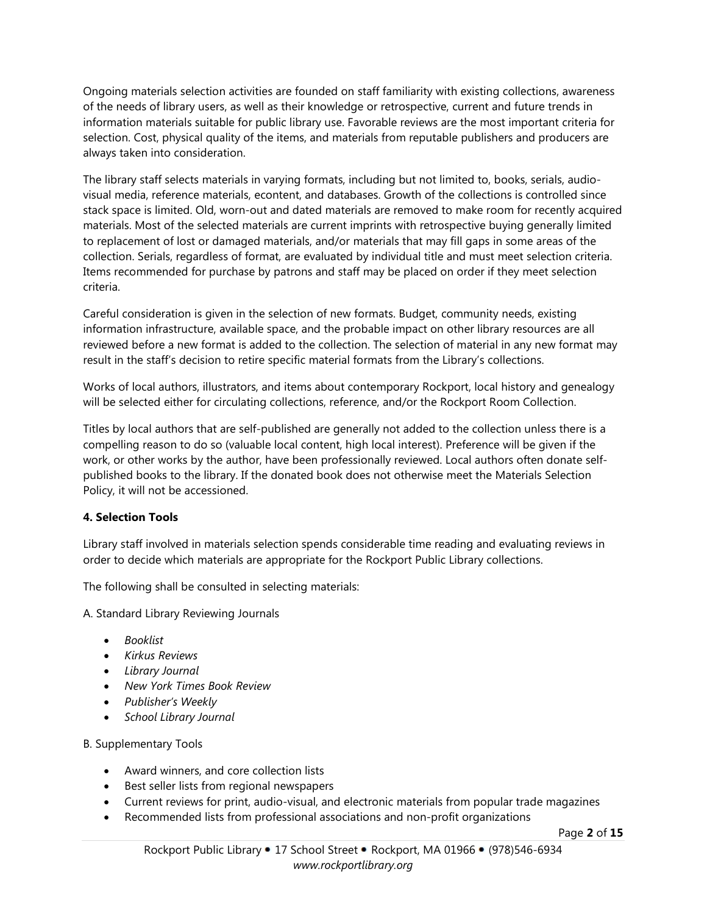Ongoing materials selection activities are founded on staff familiarity with existing collections, awareness of the needs of library users, as well as their knowledge or retrospective, current and future trends in information materials suitable for public library use. Favorable reviews are the most important criteria for selection. Cost, physical quality of the items, and materials from reputable publishers and producers are always taken into consideration.

The library staff selects materials in varying formats, including but not limited to, books, serials, audio-visual media, reference materials, econtent, and databases. Growth of the collections is controlled since stack space is limited. Old, worn-out and dated materials are removed to make room for recently acquired materials. Most of the selected materials are current imprints with retrospective buying generally limited to replacement of lost or damaged materials, and/or materials that may fill gaps in some areas of the collection. Serials, regardless of format, are evaluated by individual title and must meet selection criteria. Items recommended for purchase by patrons and staff may be placed on order if they meet selection criteria.

Careful consideration is given in the selection of new formats. Budget, community needs, existing information infrastructure, available space, and the probable impact on other library resources are all reviewed before a new format is added to the collection. The selection of material in any new format may result in the staff's decision to retire specific material formats from the Library's collections.

Works of local authors, illustrators, and items about contemporary Rockport, local history and genealogy will be selected either for circulating collections, reference, and/or the Rockport Room Collection.

Titles by local authors that are self-published are generally not added to the collection unless there is a compelling reason to do so (valuable local content, high local interest). Preference will be given if the work, or other works by the author, have been professionally reviewed. Local authors often donate self-published books to the library. If the donated book does not otherwise meet the Materials Selection Policy, it will not be accessioned.

**4. Selection Tools**

Library staff involved in materials selection spends considerable time reading and evaluating reviews in order to decide which materials are appropriate for the Rockport Public Library collections.

The following shall be consulted in selecting materials:

A. Standard Library Reviewing Journals

- *Booklist*
- *Kirkus Reviews*
- *Library Journal*
- *New York Times Book Review*
- *Publisher's Weekly*
- *School Library Journal*

B. Supplementary Tools

- Award winners, and core collection lists
- Best seller lists from regional newspapers
- Current reviews for print, audio-visual, and electronic materials from popular trade magazines
- Recommended lists from professional associations and non-profit organizations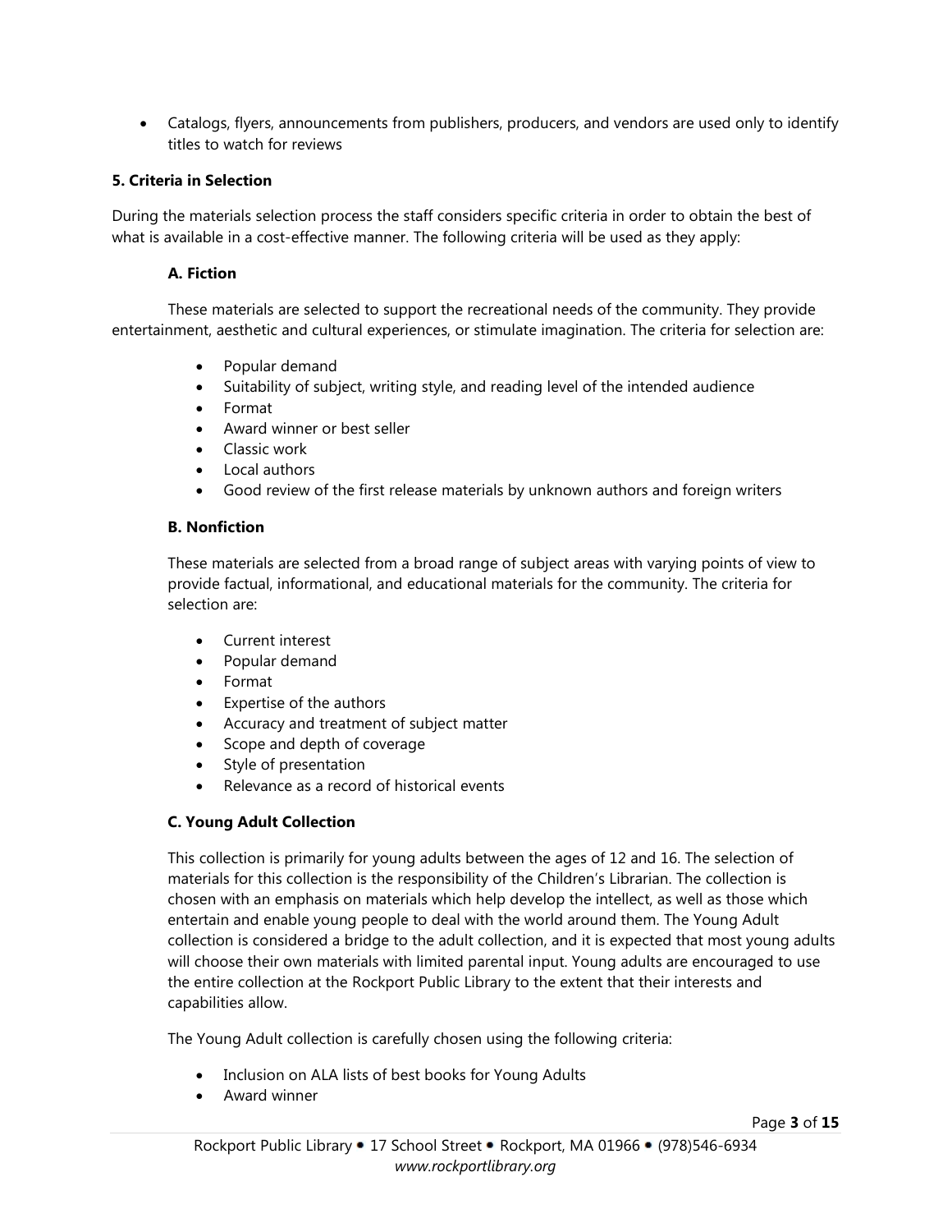- Catalogs, flyers, announcements from publishers, producers, and vendors are used only to identify titles to watch for reviews

**5. Criteria in Selection**

During the materials selection process the staff considers specific criteria in order to obtain the best of what is available in a cost-effective manner. The following criteria will be used as they apply:

**A. Fiction**

These materials are selected to support the recreational needs of the community. They provide entertainment, aesthetic and cultural experiences, or stimulate imagination. The criteria for selection are:

- Popular demand
- Suitability of subject, writing style, and reading level of the intended audience
- Format
- Award winner or best seller
- Classic work
- Local authors
- Good review of the first release materials by unknown authors and foreign writers

**B. Nonfiction**

These materials are selected from a broad range of subject areas with varying points of view to provide factual, informational, and educational materials for the community. The criteria for selection are:

- Current interest
- Popular demand
- Format
- Expertise of the authors
- Accuracy and treatment of subject matter
- Scope and depth of coverage
- Style of presentation
- Relevance as a record of historical events

**C. Young Adult Collection**

This collection is primarily for young adults between the ages of 12 and 16. The selection of materials for this collection is the responsibility of the Children's Librarian. The collection is chosen with an emphasis on materials which help develop the intellect, as well as those which entertain and enable young people to deal with the world around them. The Young Adult collection is considered a bridge to the adult collection, and it is expected that most young adults will choose their own materials with limited parental input. Young adults are encouraged to use the entire collection at the Rockport Public Library to the extent that their interests and capabilities allow.

The Young Adult collection is carefully chosen using the following criteria:

- Inclusion on ALA lists of best books for Young Adults
- Award winner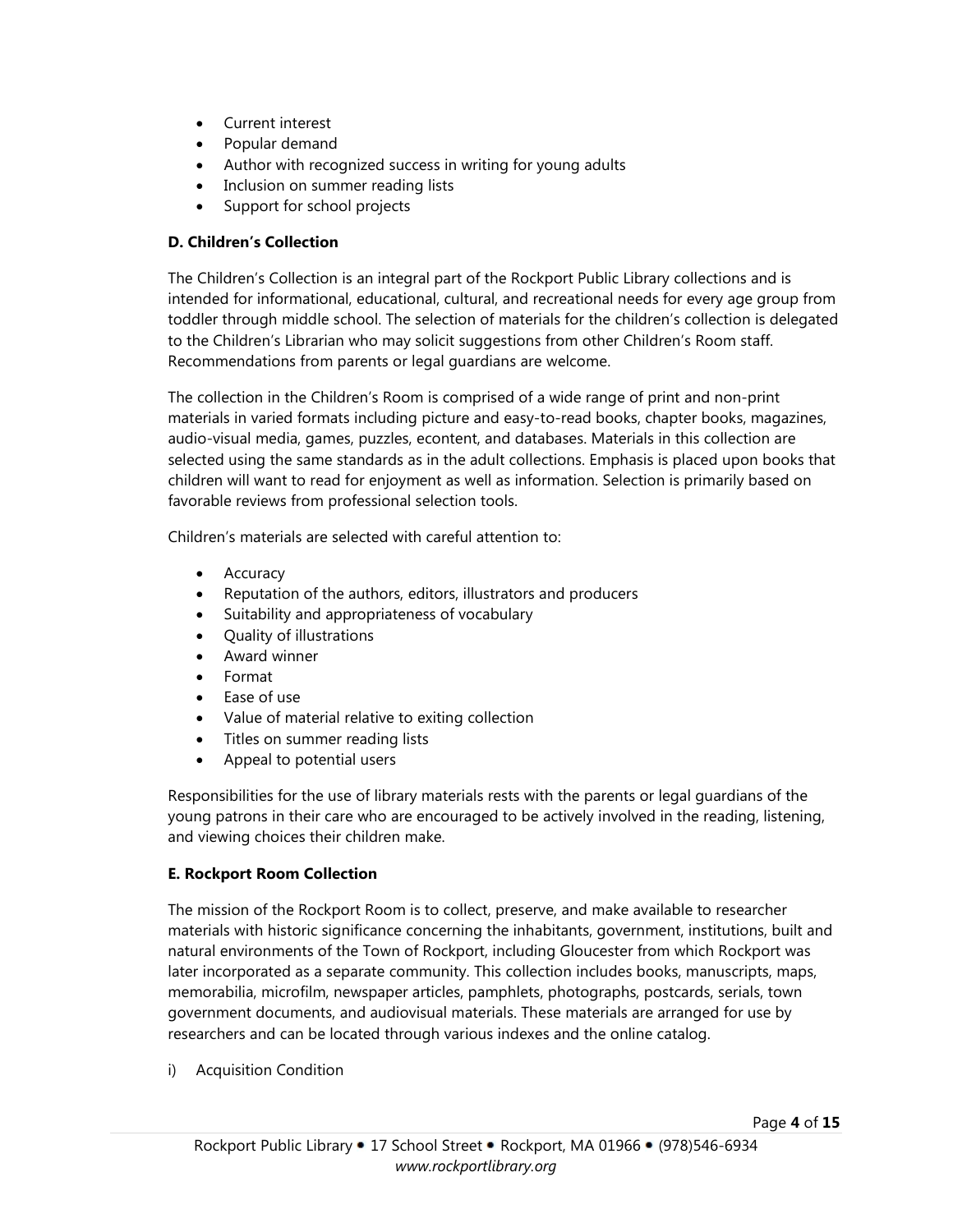- Current interest
- Popular demand
- Author with recognized success in writing for young adults
- Inclusion on summer reading lists
- Support for school projects

**D. Children's Collection**

The Children's Collection is an integral part of the Rockport Public Library collections and is intended for informational, educational, cultural, and recreational needs for every age group from toddler through middle school. The selection of materials for the children's collection is delegated to the Children's Librarian who may solicit suggestions from other Children's Room staff. Recommendations from parents or legal guardians are welcome.

The collection in the Children's Room is comprised of a wide range of print and non-print materials in varied formats including picture and easy-to-read books, chapter books, magazines, audio-visual media, games, puzzles, econtent, and databases. Materials in this collection are selected using the same standards as in the adult collections. Emphasis is placed upon books that children will want to read for enjoyment as well as information. Selection is primarily based on favorable reviews from professional selection tools.

Children's materials are selected with careful attention to:

- Accuracy
- Reputation of the authors, editors, illustrators and producers
- Suitability and appropriateness of vocabulary
- Quality of illustrations
- Award winner
- Format
- Ease of use
- Value of material relative to exiting collection
- Titles on summer reading lists
- Appeal to potential users

Responsibilities for the use of library materials rests with the parents or legal guardians of the young patrons in their care who are encouraged to be actively involved in the reading, listening, and viewing choices their children make.

**E. Rockport Room Collection**

The mission of the Rockport Room is to collect, preserve, and make available to researcher materials with historic significance concerning the inhabitants, government, institutions, built and natural environments of the Town of Rockport, including Gloucester from which Rockport was later incorporated as a separate community. This collection includes books, manuscripts, maps, memorabilia, microfilm, newspaper articles, pamphlets, photographs, postcards, serials, town government documents, and audiovisual materials. These materials are arranged for use by researchers and can be located through various indexes and the online catalog.

i) Acquisition Condition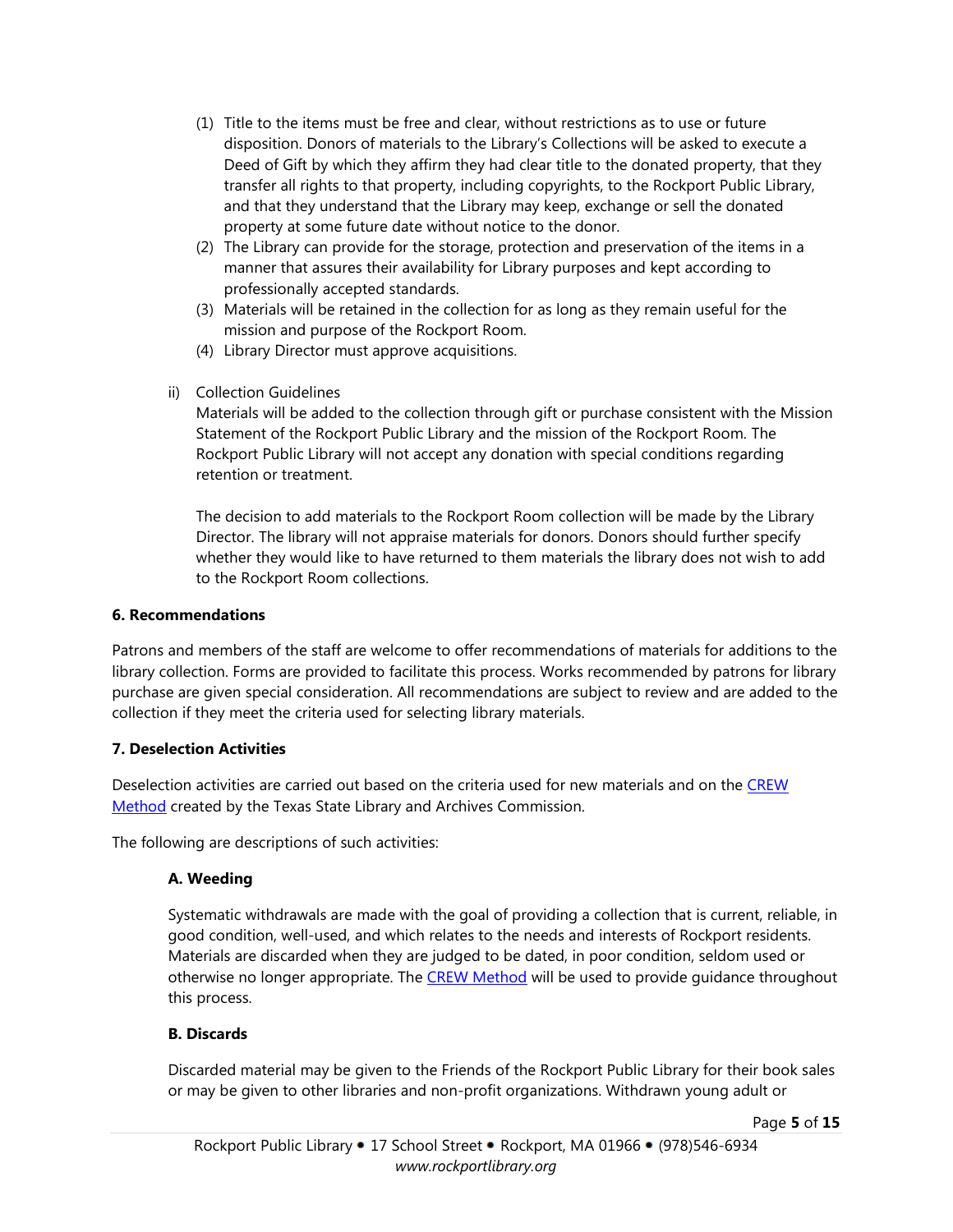(1) Title to the items must be free and clear, without restrictions as to use or future disposition. Donors of materials to the Library's Collections will be asked to execute a Deed of Gift by which they affirm they had clear title to the donated property, that they transfer all rights to that property, including copyrights, to the Rockport Public Library, and that they understand that the Library may keep, exchange or sell the donated property at some future date without notice to the donor.

(2) The Library can provide for the storage, protection and preservation of the items in a manner that assures their availability for Library purposes and kept according to professionally accepted standards.

(3) Materials will be retained in the collection for as long as they remain useful for the mission and purpose of the Rockport Room.

(4) Library Director must approve acquisitions.

ii) Collection Guidelines

Materials will be added to the collection through gift or purchase consistent with the Mission Statement of the Rockport Public Library and the mission of the Rockport Room. The Rockport Public Library will not accept any donation with special conditions regarding retention or treatment.

The decision to add materials to the Rockport Room collection will be made by the Library Director. The library will not appraise materials for donors. Donors should further specify whether they would like to have returned to them materials the library does not wish to add to the Rockport Room collections.

**6. Recommendations**

Patrons and members of the staff are welcome to offer recommendations of materials for additions to the library collection. Forms are provided to facilitate this process. Works recommended by patrons for library purchase are given special consideration. All recommendations are subject to review and are added to the collection if they meet the criteria used for selecting library materials.

**7. Deselection Activities**

Deselection activities are carried out based on the criteria used for new materials and on the [CREW Method] created by the Texas State Library and Archives Commission.

The following are descriptions of such activities:

**A. Weeding**

Systematic withdrawals are made with the goal of providing a collection that is current, reliable, in good condition, well-used, and which relates to the needs and interests of Rockport residents. Materials are discarded when they are judged to be dated, in poor condition, seldom used or otherwise no longer appropriate. The [CREW Method] will be used to provide guidance throughout this process.

**B. Discards**

Discarded material may be given to the Friends of the Rockport Public Library for their book sales or may be given to other libraries and non-profit organizations. Withdrawn young adult or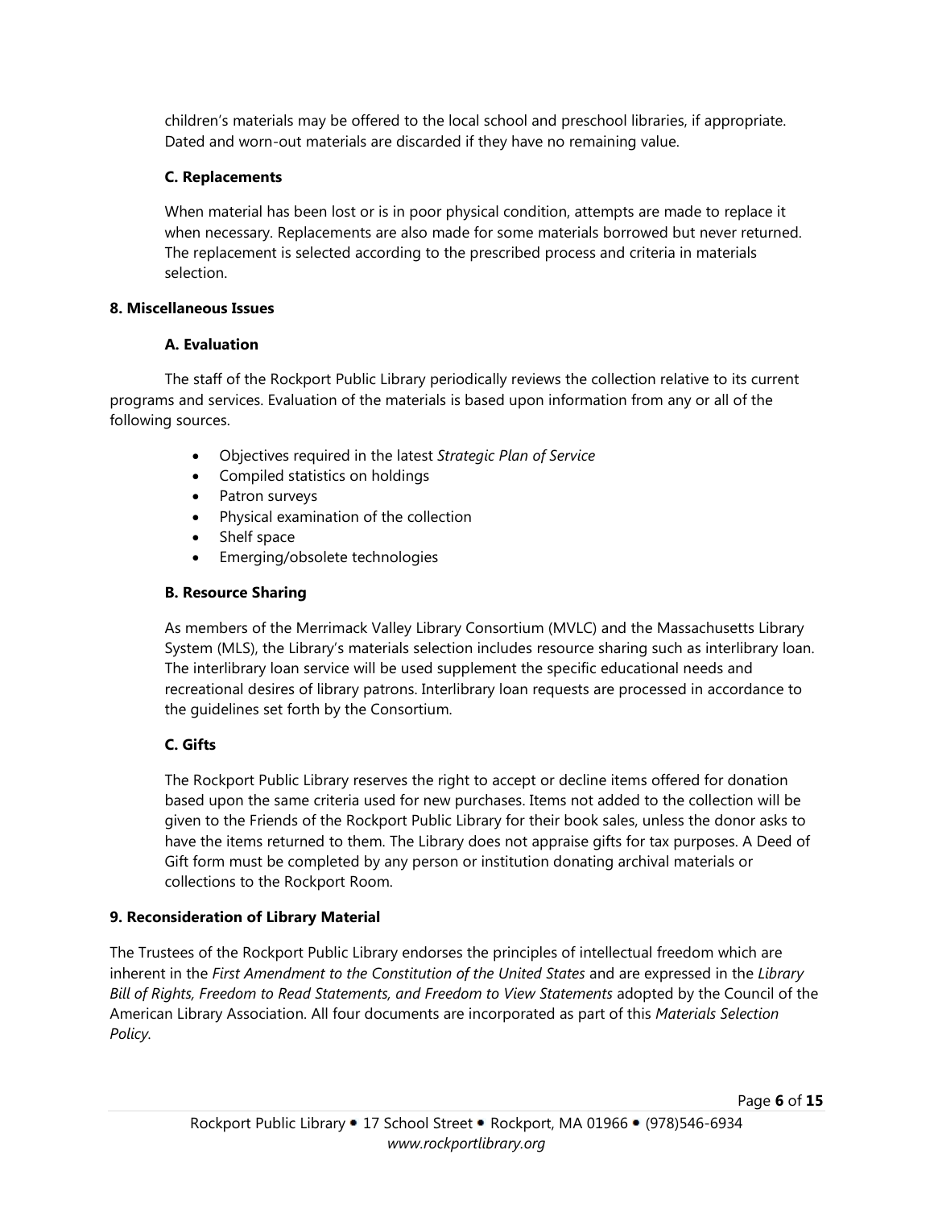children's materials may be offered to the local school and preschool libraries, if appropriate. Dated and worn-out materials are discarded if they have no remaining value.

### C. Replacements

When material has been lost or is in poor physical condition, attempts are made to replace it when necessary. Replacements are also made for some materials borrowed but never returned. The replacement is selected according to the prescribed process and criteria in materials selection.

## 8. Miscellaneous Issues

### A. Evaluation

The staff of the Rockport Public Library periodically reviews the collection relative to its current programs and services. Evaluation of the materials is based upon information from any or all of the following sources.

- Objectives required in the latest *Strategic Plan of Service*
- Compiled statistics on holdings
- Patron surveys
- Physical examination of the collection
- Shelf space
- Emerging/obsolete technologies

### B. Resource Sharing

As members of the Merrimack Valley Library Consortium (MVLC) and the Massachusetts Library System (MLS), the Library's materials selection includes resource sharing such as interlibrary loan. The interlibrary loan service will be used supplement the specific educational needs and recreational desires of library patrons. Interlibrary loan requests are processed in accordance to the guidelines set forth by the Consortium.

### C. Gifts

The Rockport Public Library reserves the right to accept or decline items offered for donation based upon the same criteria used for new purchases. Items not added to the collection will be given to the Friends of the Rockport Public Library for their book sales, unless the donor asks to have the items returned to them. The Library does not appraise gifts for tax purposes. A Deed of Gift form must be completed by any person or institution donating archival materials or collections to the Rockport Room.

## 9. Reconsideration of Library Material

The Trustees of the Rockport Public Library endorses the principles of intellectual freedom which are inherent in the *First Amendment to the Constitution of the United States* and are expressed in the *Library Bill of Rights, Freedom to Read Statements, and Freedom to View Statements* adopted by the Council of the American Library Association. All four documents are incorporated as part of this *Materials Selection Policy*.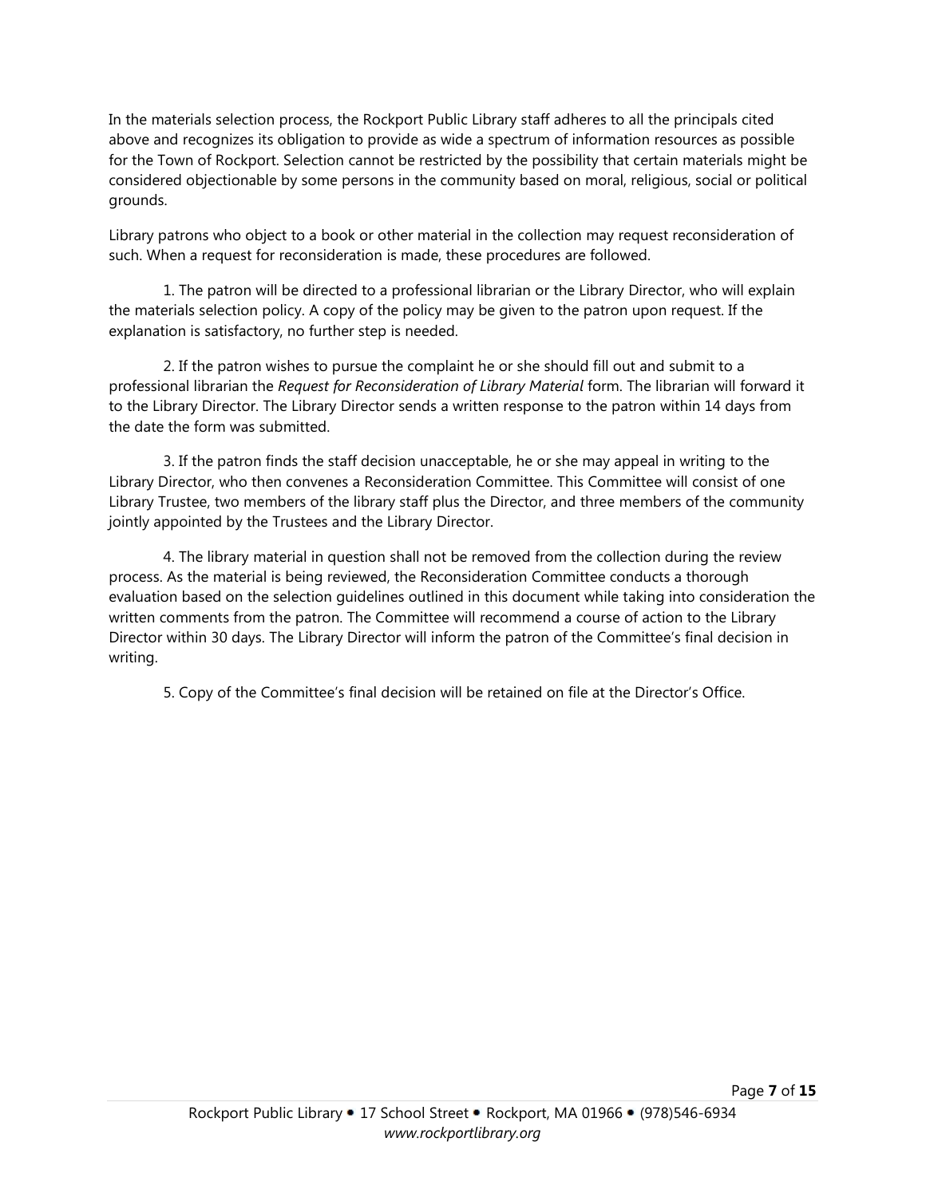In the materials selection process, the Rockport Public Library staff adheres to all the principals cited above and recognizes its obligation to provide as wide a spectrum of information resources as possible for the Town of Rockport. Selection cannot be restricted by the possibility that certain materials might be considered objectionable by some persons in the community based on moral, religious, social or political grounds.

Library patrons who object to a book or other material in the collection may request reconsideration of such. When a request for reconsideration is made, these procedures are followed.

1. The patron will be directed to a professional librarian or the Library Director, who will explain the materials selection policy. A copy of the policy may be given to the patron upon request. If the explanation is satisfactory, no further step is needed.

2. If the patron wishes to pursue the complaint he or she should fill out and submit to a professional librarian the *Request for Reconsideration of Library Material* form. The librarian will forward it to the Library Director. The Library Director sends a written response to the patron within 14 days from the date the form was submitted.

3. If the patron finds the staff decision unacceptable, he or she may appeal in writing to the Library Director, who then convenes a Reconsideration Committee. This Committee will consist of one Library Trustee, two members of the library staff plus the Director, and three members of the community jointly appointed by the Trustees and the Library Director.

4. The library material in question shall not be removed from the collection during the review process. As the material is being reviewed, the Reconsideration Committee conducts a thorough evaluation based on the selection guidelines outlined in this document while taking into consideration the written comments from the patron. The Committee will recommend a course of action to the Library Director within 30 days. The Library Director will inform the patron of the Committee's final decision in writing.

5. Copy of the Committee's final decision will be retained on file at the Director's Office.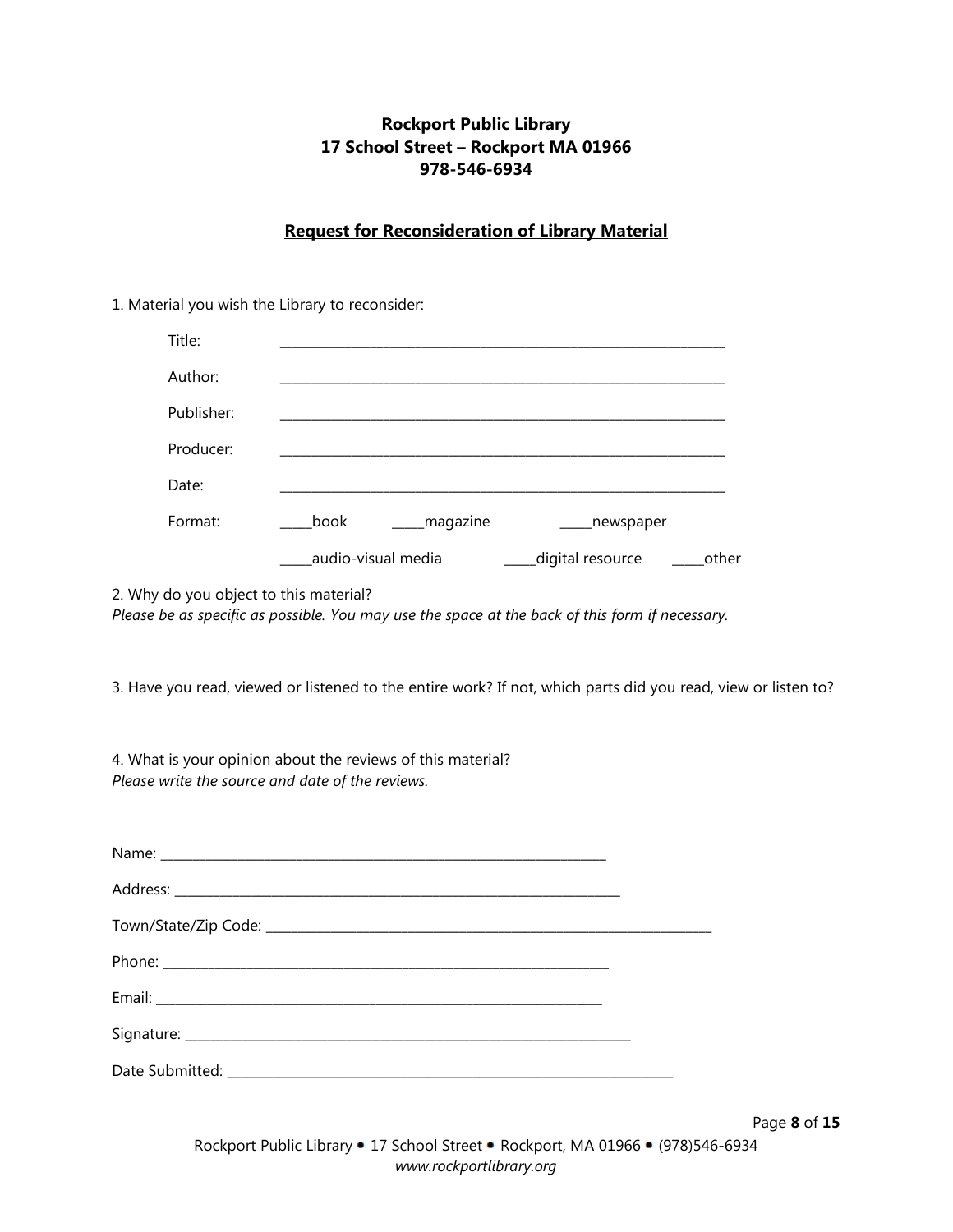**Rockport Public Library**
**17 School Street – Rockport MA 01966**
**978-546-6934**

## Request for Reconsideration of Library Material

1. Material you wish the Library to reconsider:

Title: ____________________________________________________________________

Author: ____________________________________________________________________

Publisher: ____________________________________________________________________

Producer: ____________________________________________________________________

Date: ____________________________________________________________________

Format: _____book _____magazine _____newspaper

_____audio-visual media _____digital resource _____other

2. Why do you object to this material?
*Please be as specific as possible. You may use the space at the back of this form if necessary.*

3. Have you read, viewed or listened to the entire work? If not, which parts did you read, view or listen to?

4. What is your opinion about the reviews of this material?
*Please write the source and date of the reviews.*

Name: ____________________________________________________________________

Address: ____________________________________________________________________

Town/State/Zip Code: ____________________________________________________________________

Phone: ____________________________________________________________________

Email: ____________________________________________________________________

Signature: ____________________________________________________________________

Date Submitted: ____________________________________________________________________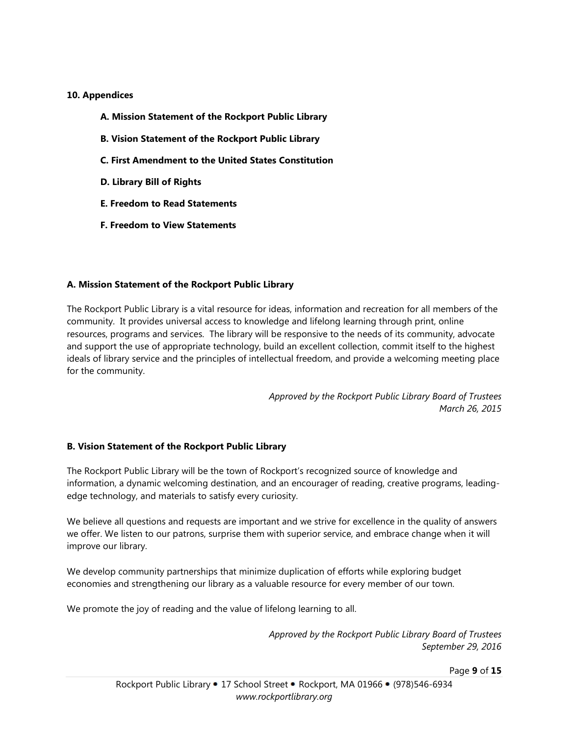## 10. Appendices

- **A. Mission Statement of the Rockport Public Library**
- **B. Vision Statement of the Rockport Public Library**
- **C. First Amendment to the United States Constitution**
- **D. Library Bill of Rights**
- **E. Freedom to Read Statements**
- **F. Freedom to View Statements**

### A. Mission Statement of the Rockport Public Library

The Rockport Public Library is a vital resource for ideas, information and recreation for all members of the community. It provides universal access to knowledge and lifelong learning through print, online resources, programs and services. The library will be responsive to the needs of its community, advocate and support the use of appropriate technology, build an excellent collection, commit itself to the highest ideals of library service and the principles of intellectual freedom, and provide a welcoming meeting place for the community.

*Approved by the Rockport Public Library Board of Trustees*
*March 26, 2015*

### B. Vision Statement of the Rockport Public Library

The Rockport Public Library will be the town of Rockport's recognized source of knowledge and information, a dynamic welcoming destination, and an encourager of reading, creative programs, leading-edge technology, and materials to satisfy every curiosity.

We believe all questions and requests are important and we strive for excellence in the quality of answers we offer. We listen to our patrons, surprise them with superior service, and embrace change when it will improve our library.

We develop community partnerships that minimize duplication of efforts while exploring budget economies and strengthening our library as a valuable resource for every member of our town.

We promote the joy of reading and the value of lifelong learning to all.

*Approved by the Rockport Public Library Board of Trustees*
*September 29, 2016*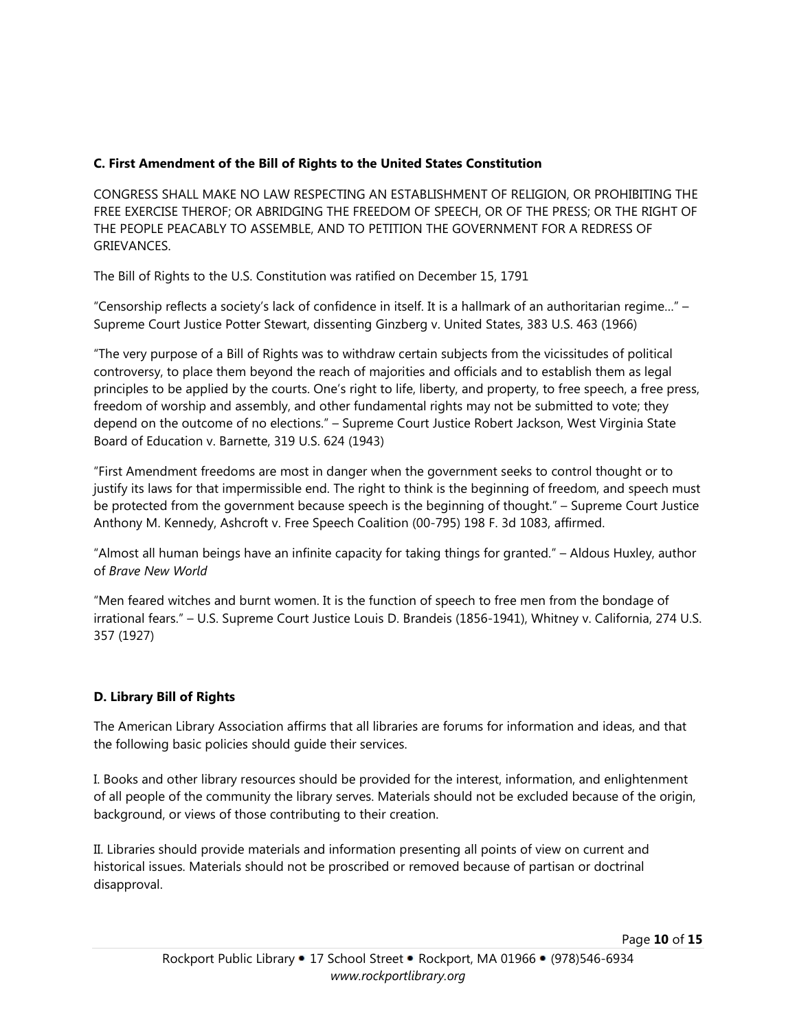### C. First Amendment of the Bill of Rights to the United States Constitution

CONGRESS SHALL MAKE NO LAW RESPECTING AN ESTABLISHMENT OF RELIGION, OR PROHIBITING THE FREE EXERCISE THEROF; OR ABRIDGING THE FREEDOM OF SPEECH, OR OF THE PRESS; OR THE RIGHT OF THE PEOPLE PEACABLY TO ASSEMBLE, AND TO PETITION THE GOVERNMENT FOR A REDRESS OF GRIEVANCES.

The Bill of Rights to the U.S. Constitution was ratified on December 15, 1791

"Censorship reflects a society's lack of confidence in itself. It is a hallmark of an authoritarian regime…" – Supreme Court Justice Potter Stewart, dissenting Ginzberg v. United States, 383 U.S. 463 (1966)

"The very purpose of a Bill of Rights was to withdraw certain subjects from the vicissitudes of political controversy, to place them beyond the reach of majorities and officials and to establish them as legal principles to be applied by the courts. One's right to life, liberty, and property, to free speech, a free press, freedom of worship and assembly, and other fundamental rights may not be submitted to vote; they depend on the outcome of no elections." – Supreme Court Justice Robert Jackson, West Virginia State Board of Education v. Barnette, 319 U.S. 624 (1943)

"First Amendment freedoms are most in danger when the government seeks to control thought or to justify its laws for that impermissible end. The right to think is the beginning of freedom, and speech must be protected from the government because speech is the beginning of thought." – Supreme Court Justice Anthony M. Kennedy, Ashcroft v. Free Speech Coalition (00-795) 198 F. 3d 1083, affirmed.

"Almost all human beings have an infinite capacity for taking things for granted." – Aldous Huxley, author of *Brave New World*

"Men feared witches and burnt women. It is the function of speech to free men from the bondage of irrational fears." – U.S. Supreme Court Justice Louis D. Brandeis (1856-1941), Whitney v. California, 274 U.S. 357 (1927)

### D. Library Bill of Rights

The American Library Association affirms that all libraries are forums for information and ideas, and that the following basic policies should guide their services.

I. Books and other library resources should be provided for the interest, information, and enlightenment of all people of the community the library serves. Materials should not be excluded because of the origin, background, or views of those contributing to their creation.

II. Libraries should provide materials and information presenting all points of view on current and historical issues. Materials should not be proscribed or removed because of partisan or doctrinal disapproval.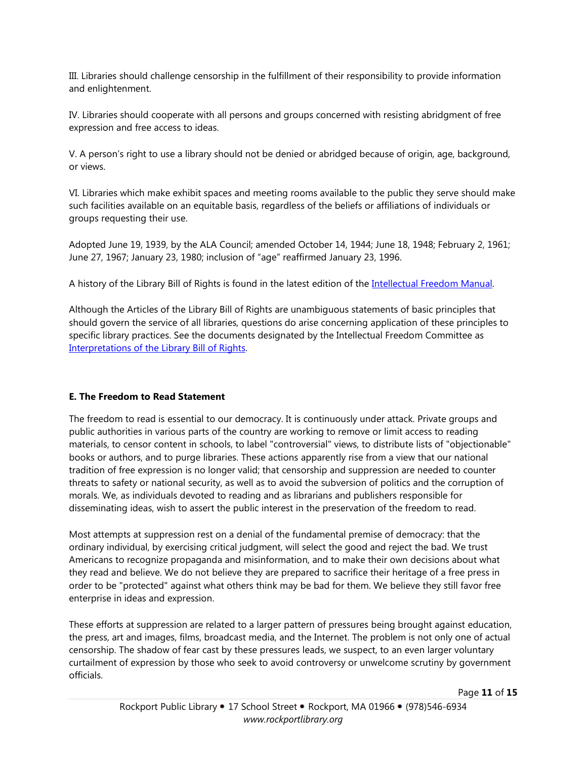III. Libraries should challenge censorship in the fulfillment of their responsibility to provide information and enlightenment.

IV. Libraries should cooperate with all persons and groups concerned with resisting abridgment of free expression and free access to ideas.

V. A person's right to use a library should not be denied or abridged because of origin, age, background, or views.

VI. Libraries which make exhibit spaces and meeting rooms available to the public they serve should make such facilities available on an equitable basis, regardless of the beliefs or affiliations of individuals or groups requesting their use.

Adopted June 19, 1939, by the ALA Council; amended October 14, 1944; June 18, 1948; February 2, 1961; June 27, 1967; January 23, 1980; inclusion of "age" reaffirmed January 23, 1996.

A history of the Library Bill of Rights is found in the latest edition of the [Intellectual Freedom Manual](#).

Although the Articles of the Library Bill of Rights are unambiguous statements of basic principles that should govern the service of all libraries, questions do arise concerning application of these principles to specific library practices. See the documents designated by the Intellectual Freedom Committee as [Interpretations of the Library Bill of Rights](#).

**E. The Freedom to Read Statement**

The freedom to read is essential to our democracy. It is continuously under attack. Private groups and public authorities in various parts of the country are working to remove or limit access to reading materials, to censor content in schools, to label "controversial" views, to distribute lists of "objectionable" books or authors, and to purge libraries. These actions apparently rise from a view that our national tradition of free expression is no longer valid; that censorship and suppression are needed to counter threats to safety or national security, as well as to avoid the subversion of politics and the corruption of morals. We, as individuals devoted to reading and as librarians and publishers responsible for disseminating ideas, wish to assert the public interest in the preservation of the freedom to read.

Most attempts at suppression rest on a denial of the fundamental premise of democracy: that the ordinary individual, by exercising critical judgment, will select the good and reject the bad. We trust Americans to recognize propaganda and misinformation, and to make their own decisions about what they read and believe. We do not believe they are prepared to sacrifice their heritage of a free press in order to be "protected" against what others think may be bad for them. We believe they still favor free enterprise in ideas and expression.

These efforts at suppression are related to a larger pattern of pressures being brought against education, the press, art and images, films, broadcast media, and the Internet. The problem is not only one of actual censorship. The shadow of fear cast by these pressures leads, we suspect, to an even larger voluntary curtailment of expression by those who seek to avoid controversy or unwelcome scrutiny by government officials.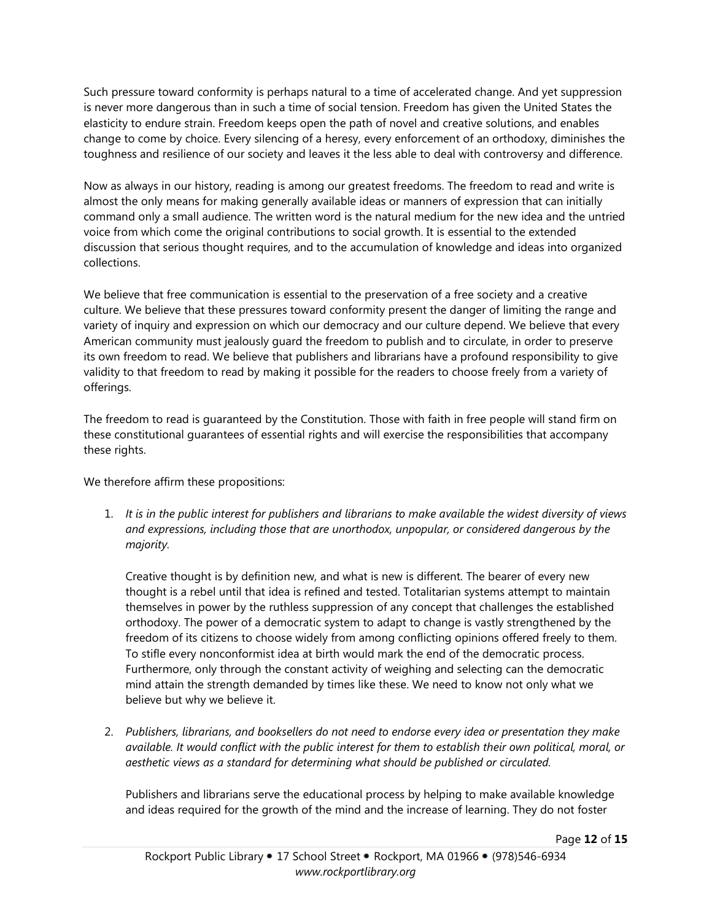Such pressure toward conformity is perhaps natural to a time of accelerated change. And yet suppression is never more dangerous than in such a time of social tension. Freedom has given the United States the elasticity to endure strain. Freedom keeps open the path of novel and creative solutions, and enables change to come by choice. Every silencing of a heresy, every enforcement of an orthodoxy, diminishes the toughness and resilience of our society and leaves it the less able to deal with controversy and difference.

Now as always in our history, reading is among our greatest freedoms. The freedom to read and write is almost the only means for making generally available ideas or manners of expression that can initially command only a small audience. The written word is the natural medium for the new idea and the untried voice from which come the original contributions to social growth. It is essential to the extended discussion that serious thought requires, and to the accumulation of knowledge and ideas into organized collections.

We believe that free communication is essential to the preservation of a free society and a creative culture. We believe that these pressures toward conformity present the danger of limiting the range and variety of inquiry and expression on which our democracy and our culture depend. We believe that every American community must jealously guard the freedom to publish and to circulate, in order to preserve its own freedom to read. We believe that publishers and librarians have a profound responsibility to give validity to that freedom to read by making it possible for the readers to choose freely from a variety of offerings.

The freedom to read is guaranteed by the Constitution. Those with faith in free people will stand firm on these constitutional guarantees of essential rights and will exercise the responsibilities that accompany these rights.

We therefore affirm these propositions:

1. *It is in the public interest for publishers and librarians to make available the widest diversity of views and expressions, including those that are unorthodox, unpopular, or considered dangerous by the majority.*

   Creative thought is by definition new, and what is new is different. The bearer of every new thought is a rebel until that idea is refined and tested. Totalitarian systems attempt to maintain themselves in power by the ruthless suppression of any concept that challenges the established orthodoxy. The power of a democratic system to adapt to change is vastly strengthened by the freedom of its citizens to choose widely from among conflicting opinions offered freely to them. To stifle every nonconformist idea at birth would mark the end of the democratic process. Furthermore, only through the constant activity of weighing and selecting can the democratic mind attain the strength demanded by times like these. We need to know not only what we believe but why we believe it.

2. *Publishers, librarians, and booksellers do not need to endorse every idea or presentation they make available. It would conflict with the public interest for them to establish their own political, moral, or aesthetic views as a standard for determining what should be published or circulated.*

   Publishers and librarians serve the educational process by helping to make available knowledge and ideas required for the growth of the mind and the increase of learning. They do not foster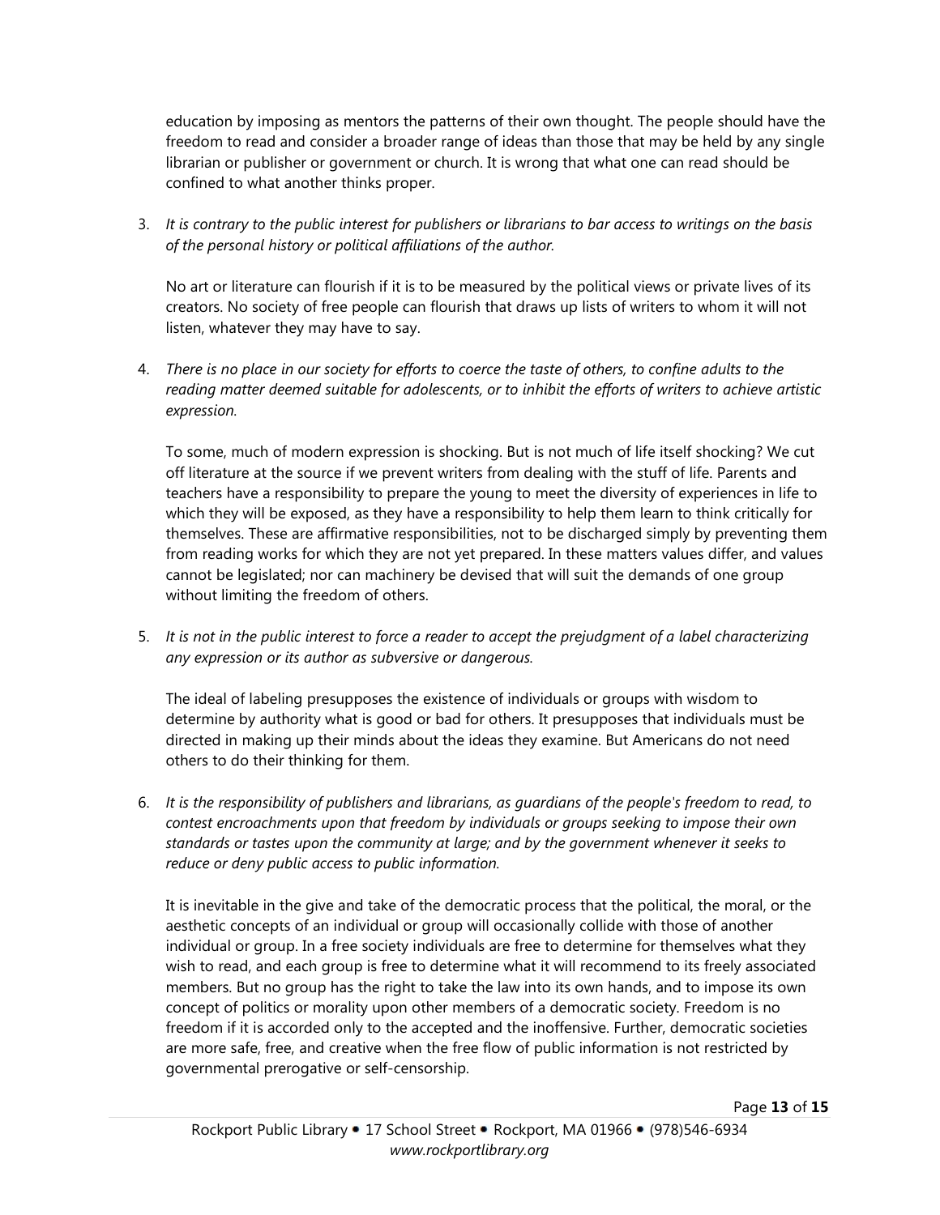education by imposing as mentors the patterns of their own thought. The people should have the freedom to read and consider a broader range of ideas than those that may be held by any single librarian or publisher or government or church. It is wrong that what one can read should be confined to what another thinks proper.

3. *It is contrary to the public interest for publishers or librarians to bar access to writings on the basis of the personal history or political affiliations of the author.*

   No art or literature can flourish if it is to be measured by the political views or private lives of its creators. No society of free people can flourish that draws up lists of writers to whom it will not listen, whatever they may have to say.

4. *There is no place in our society for efforts to coerce the taste of others, to confine adults to the reading matter deemed suitable for adolescents, or to inhibit the efforts of writers to achieve artistic expression.*

   To some, much of modern expression is shocking. But is not much of life itself shocking? We cut off literature at the source if we prevent writers from dealing with the stuff of life. Parents and teachers have a responsibility to prepare the young to meet the diversity of experiences in life to which they will be exposed, as they have a responsibility to help them learn to think critically for themselves. These are affirmative responsibilities, not to be discharged simply by preventing them from reading works for which they are not yet prepared. In these matters values differ, and values cannot be legislated; nor can machinery be devised that will suit the demands of one group without limiting the freedom of others.

5. *It is not in the public interest to force a reader to accept the prejudgment of a label characterizing any expression or its author as subversive or dangerous.*

   The ideal of labeling presupposes the existence of individuals or groups with wisdom to determine by authority what is good or bad for others. It presupposes that individuals must be directed in making up their minds about the ideas they examine. But Americans do not need others to do their thinking for them.

6. *It is the responsibility of publishers and librarians, as guardians of the people's freedom to read, to contest encroachments upon that freedom by individuals or groups seeking to impose their own standards or tastes upon the community at large; and by the government whenever it seeks to reduce or deny public access to public information.*

   It is inevitable in the give and take of the democratic process that the political, the moral, or the aesthetic concepts of an individual or group will occasionally collide with those of another individual or group. In a free society individuals are free to determine for themselves what they wish to read, and each group is free to determine what it will recommend to its freely associated members. But no group has the right to take the law into its own hands, and to impose its own concept of politics or morality upon other members of a democratic society. Freedom is no freedom if it is accorded only to the accepted and the inoffensive. Further, democratic societies are more safe, free, and creative when the free flow of public information is not restricted by governmental prerogative or self-censorship.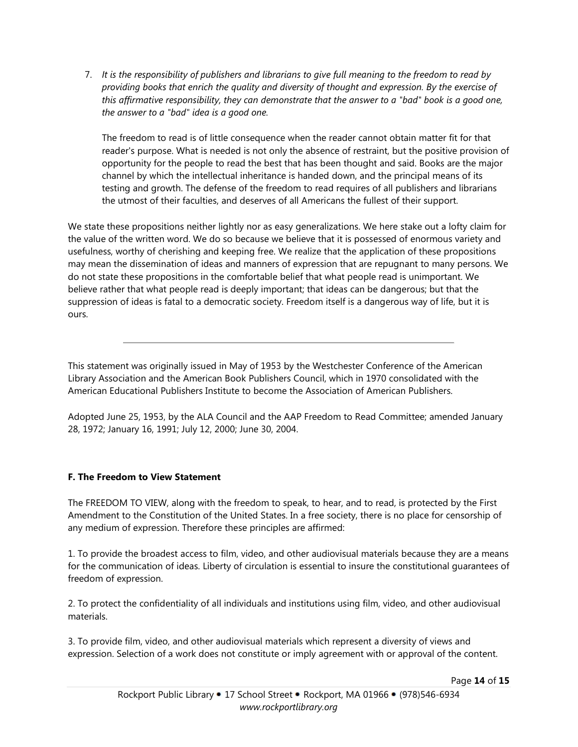7. *It is the responsibility of publishers and librarians to give full meaning to the freedom to read by providing books that enrich the quality and diversity of thought and expression. By the exercise of this affirmative responsibility, they can demonstrate that the answer to a "bad" book is a good one, the answer to a "bad" idea is a good one.*

   The freedom to read is of little consequence when the reader cannot obtain matter fit for that reader's purpose. What is needed is not only the absence of restraint, but the positive provision of opportunity for the people to read the best that has been thought and said. Books are the major channel by which the intellectual inheritance is handed down, and the principal means of its testing and growth. The defense of the freedom to read requires of all publishers and librarians the utmost of their faculties, and deserves of all Americans the fullest of their support.

We state these propositions neither lightly nor as easy generalizations. We here stake out a lofty claim for the value of the written word. We do so because we believe that it is possessed of enormous variety and usefulness, worthy of cherishing and keeping free. We realize that the application of these propositions may mean the dissemination of ideas and manners of expression that are repugnant to many persons. We do not state these propositions in the comfortable belief that what people read is unimportant. We believe rather that what people read is deeply important; that ideas can be dangerous; but that the suppression of ideas is fatal to a democratic society. Freedom itself is a dangerous way of life, but it is ours.

---

This statement was originally issued in May of 1953 by the Westchester Conference of the American Library Association and the American Book Publishers Council, which in 1970 consolidated with the American Educational Publishers Institute to become the Association of American Publishers.

Adopted June 25, 1953, by the ALA Council and the AAP Freedom to Read Committee; amended January 28, 1972; January 16, 1991; July 12, 2000; June 30, 2004.

**F. The Freedom to View Statement**

The FREEDOM TO VIEW, along with the freedom to speak, to hear, and to read, is protected by the First Amendment to the Constitution of the United States. In a free society, there is no place for censorship of any medium of expression. Therefore these principles are affirmed:

1. To provide the broadest access to film, video, and other audiovisual materials because they are a means for the communication of ideas. Liberty of circulation is essential to insure the constitutional guarantees of freedom of expression.

2. To protect the confidentiality of all individuals and institutions using film, video, and other audiovisual materials.

3. To provide film, video, and other audiovisual materials which represent a diversity of views and expression. Selection of a work does not constitute or imply agreement with or approval of the content.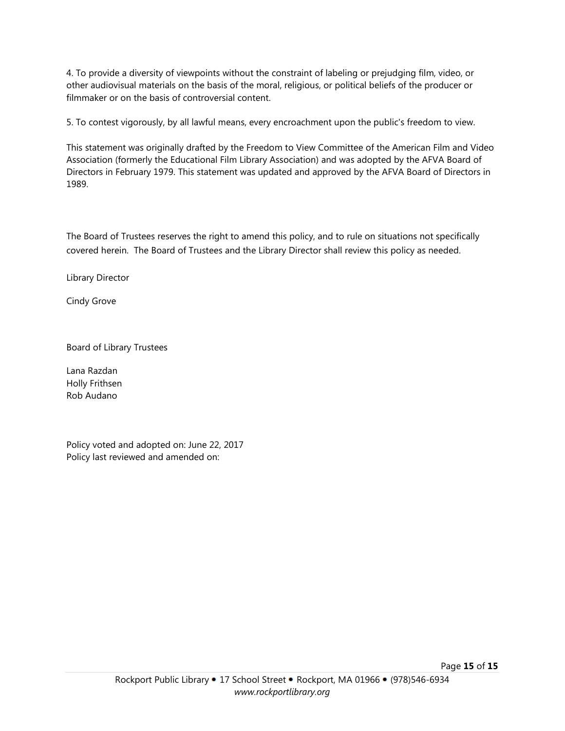4. To provide a diversity of viewpoints without the constraint of labeling or prejudging film, video, or other audiovisual materials on the basis of the moral, religious, or political beliefs of the producer or filmmaker or on the basis of controversial content.

5. To contest vigorously, by all lawful means, every encroachment upon the public's freedom to view.

This statement was originally drafted by the Freedom to View Committee of the American Film and Video Association (formerly the Educational Film Library Association) and was adopted by the AFVA Board of Directors in February 1979. This statement was updated and approved by the AFVA Board of Directors in 1989.

The Board of Trustees reserves the right to amend this policy, and to rule on situations not specifically covered herein. The Board of Trustees and the Library Director shall review this policy as needed.

Library Director

Cindy Grove

Board of Library Trustees

Lana Razdan
Holly Frithsen
Rob Audano

Policy voted and adopted on: June 22, 2017
Policy last reviewed and amended on: